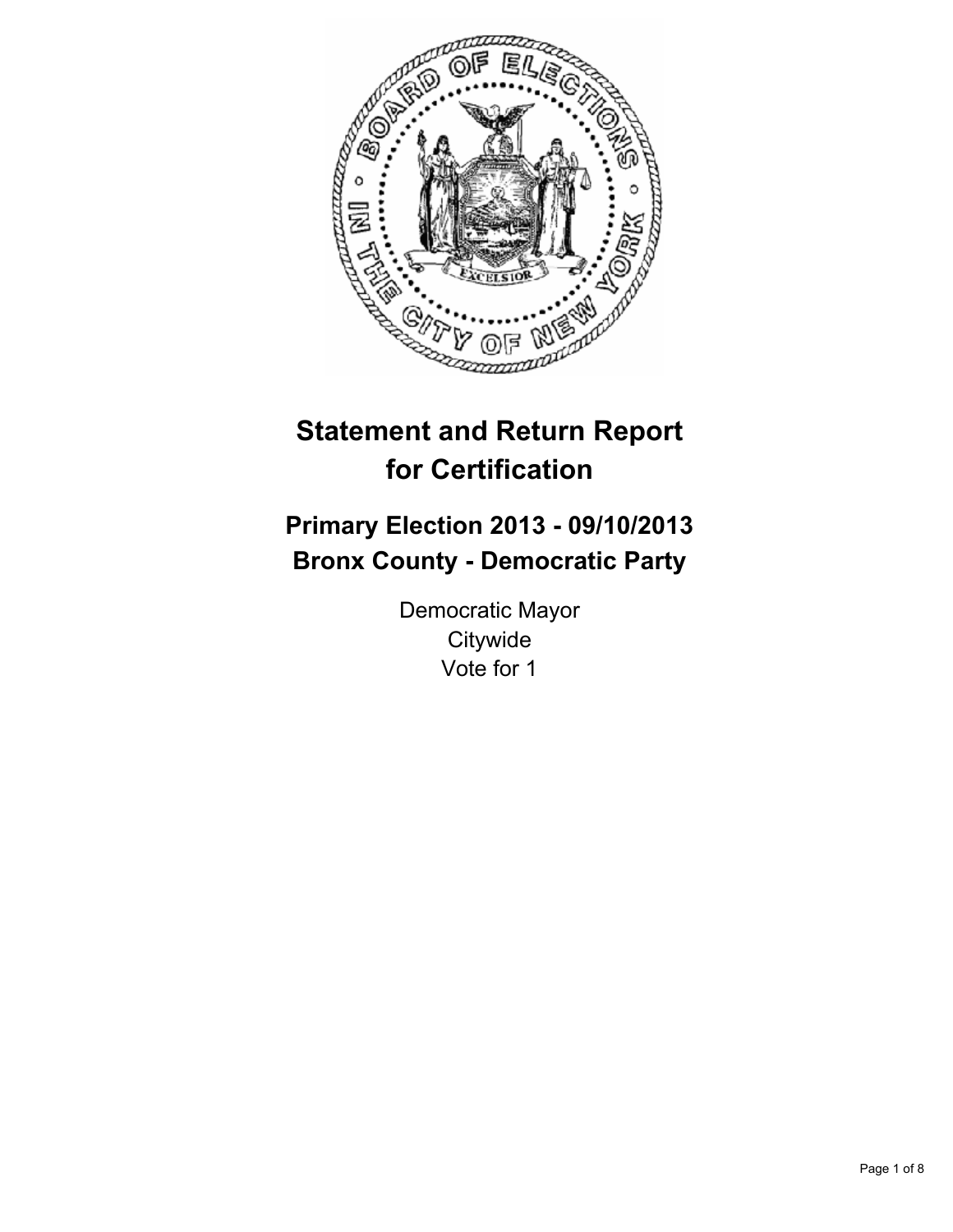# Statement and Return Report for Certification

## Primary Election 2013 - 09/10/2013
## Bronx County - Democratic Party

Democratic Mayor
Citywide
Vote for 1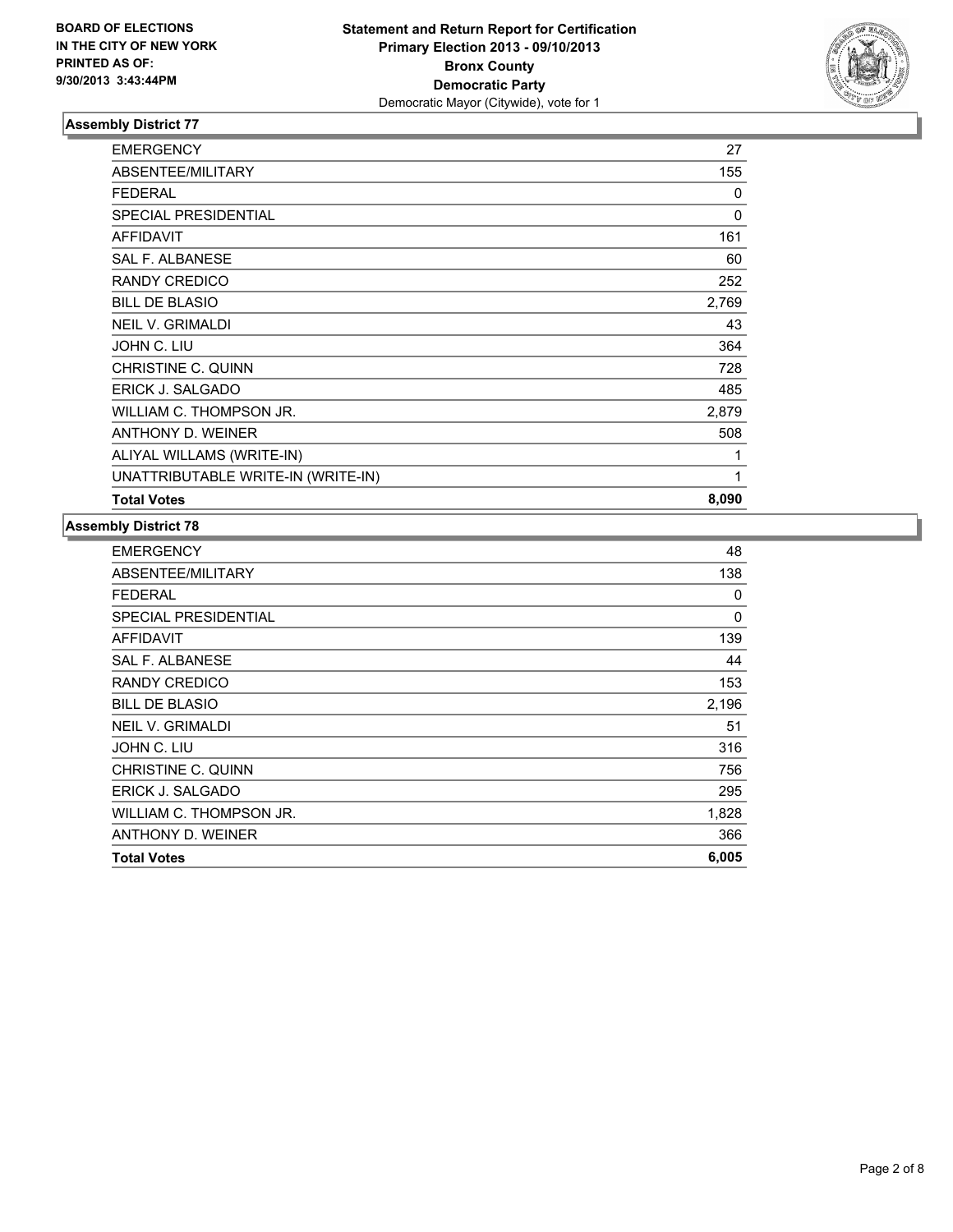BOARD OF ELECTIONS
IN THE CITY OF NEW YORK
PRINTED AS OF:
9/30/2013 3:43:44PM

**Statement and Return Report for Certification**
**Primary Election 2013 - 09/10/2013**
**Bronx County**
**Democratic Party**
Democratic Mayor (Citywide), vote for 1

## Assembly District 77

| | |
|---|---|
| EMERGENCY | 27 |
| ABSENTEE/MILITARY | 155 |
| FEDERAL | 0 |
| SPECIAL PRESIDENTIAL | 0 |
| AFFIDAVIT | 161 |
| SAL F. ALBANESE | 60 |
| RANDY CREDICO | 252 |
| BILL DE BLASIO | 2,769 |
| NEIL V. GRIMALDI | 43 |
| JOHN C. LIU | 364 |
| CHRISTINE C. QUINN | 728 |
| ERICK J. SALGADO | 485 |
| WILLIAM C. THOMPSON JR. | 2,879 |
| ANTHONY D. WEINER | 508 |
| ALIYAL WILLAMS (WRITE-IN) | 1 |
| UNATTRIBUTABLE WRITE-IN (WRITE-IN) | 1 |
| **Total Votes** | **8,090** |

## Assembly District 78

| | |
|---|---|
| EMERGENCY | 48 |
| ABSENTEE/MILITARY | 138 |
| FEDERAL | 0 |
| SPECIAL PRESIDENTIAL | 0 |
| AFFIDAVIT | 139 |
| SAL F. ALBANESE | 44 |
| RANDY CREDICO | 153 |
| BILL DE BLASIO | 2,196 |
| NEIL V. GRIMALDI | 51 |
| JOHN C. LIU | 316 |
| CHRISTINE C. QUINN | 756 |
| ERICK J. SALGADO | 295 |
| WILLIAM C. THOMPSON JR. | 1,828 |
| ANTHONY D. WEINER | 366 |
| **Total Votes** | **6,005** |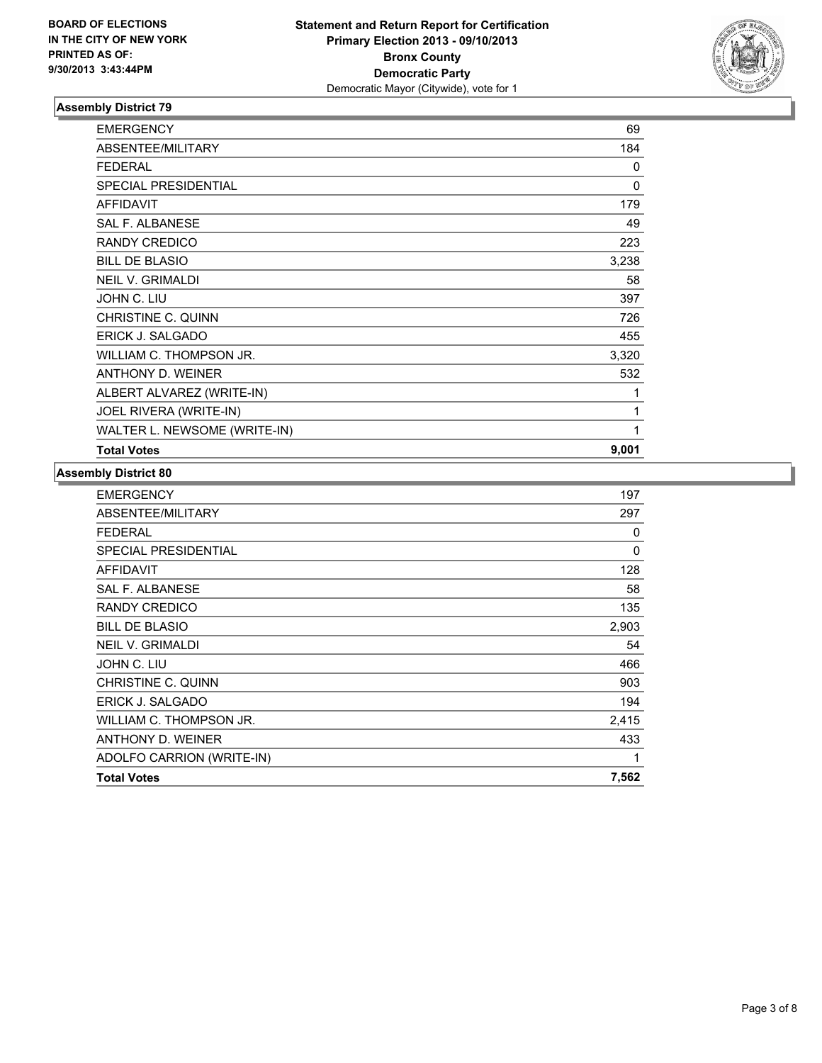**BOARD OF ELECTIONS IN THE CITY OF NEW YORK PRINTED AS OF: 9/30/2013 3:43:44PM**

**Statement and Return Report for Certification**
**Primary Election 2013 - 09/10/2013**
**Bronx County**
**Democratic Party**
Democratic Mayor (Citywide), vote for 1

### Assembly District 79

| | |
|---|---|
| EMERGENCY | 69 |
| ABSENTEE/MILITARY | 184 |
| FEDERAL | 0 |
| SPECIAL PRESIDENTIAL | 0 |
| AFFIDAVIT | 179 |
| SAL F. ALBANESE | 49 |
| RANDY CREDICO | 223 |
| BILL DE BLASIO | 3,238 |
| NEIL V. GRIMALDI | 58 |
| JOHN C. LIU | 397 |
| CHRISTINE C. QUINN | 726 |
| ERICK J. SALGADO | 455 |
| WILLIAM C. THOMPSON JR. | 3,320 |
| ANTHONY D. WEINER | 532 |
| ALBERT ALVAREZ (WRITE-IN) | 1 |
| JOEL RIVERA (WRITE-IN) | 1 |
| WALTER L. NEWSOME (WRITE-IN) | 1 |
| **Total Votes** | **9,001** |

### Assembly District 80

| | |
|---|---|
| EMERGENCY | 197 |
| ABSENTEE/MILITARY | 297 |
| FEDERAL | 0 |
| SPECIAL PRESIDENTIAL | 0 |
| AFFIDAVIT | 128 |
| SAL F. ALBANESE | 58 |
| RANDY CREDICO | 135 |
| BILL DE BLASIO | 2,903 |
| NEIL V. GRIMALDI | 54 |
| JOHN C. LIU | 466 |
| CHRISTINE C. QUINN | 903 |
| ERICK J. SALGADO | 194 |
| WILLIAM C. THOMPSON JR. | 2,415 |
| ANTHONY D. WEINER | 433 |
| ADOLFO CARRION (WRITE-IN) | 1 |
| **Total Votes** | **7,562** |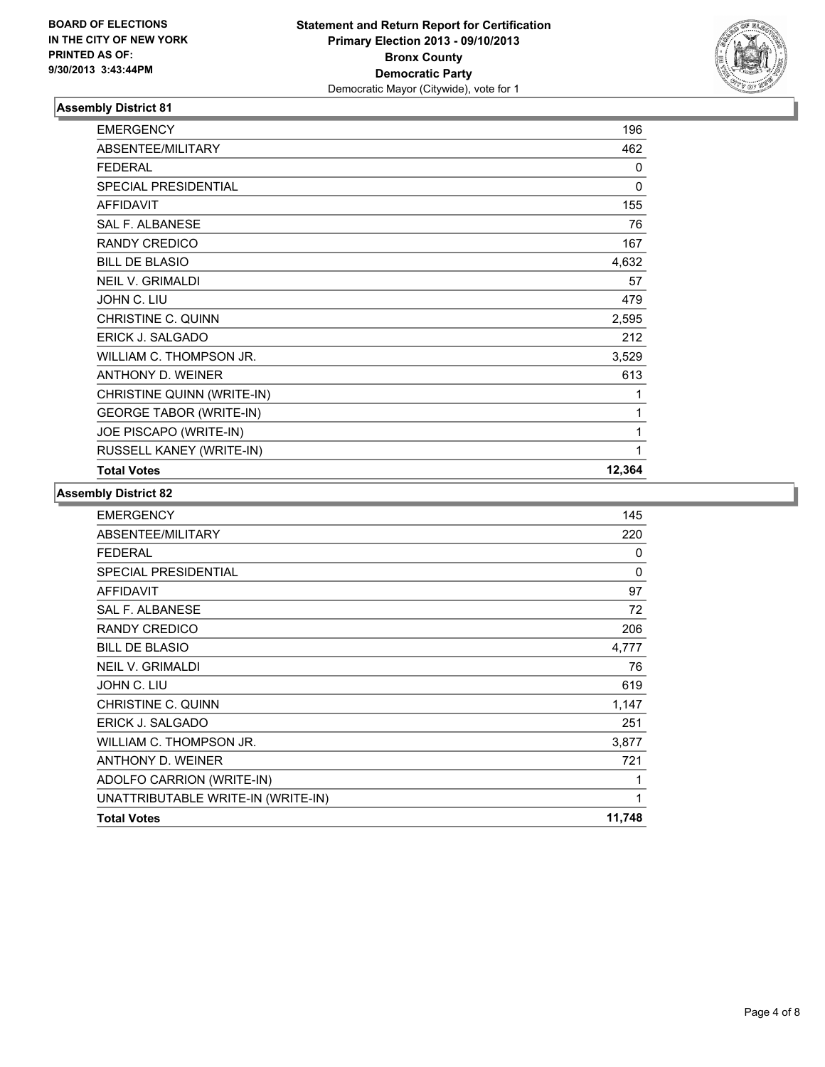BOARD OF ELECTIONS
IN THE CITY OF NEW YORK
PRINTED AS OF:
9/30/2013 3:43:44PM

**Statement and Return Report for Certification**
**Primary Election 2013 - 09/10/2013**
**Bronx County**
**Democratic Party**
Democratic Mayor (Citywide), vote for 1

### Assembly District 81

| | |
|---|---|
| EMERGENCY | 196 |
| ABSENTEE/MILITARY | 462 |
| FEDERAL | 0 |
| SPECIAL PRESIDENTIAL | 0 |
| AFFIDAVIT | 155 |
| SAL F. ALBANESE | 76 |
| RANDY CREDICO | 167 |
| BILL DE BLASIO | 4,632 |
| NEIL V. GRIMALDI | 57 |
| JOHN C. LIU | 479 |
| CHRISTINE C. QUINN | 2,595 |
| ERICK J. SALGADO | 212 |
| WILLIAM C. THOMPSON JR. | 3,529 |
| ANTHONY D. WEINER | 613 |
| CHRISTINE QUINN (WRITE-IN) | 1 |
| GEORGE TABOR (WRITE-IN) | 1 |
| JOE PISCAPO (WRITE-IN) | 1 |
| RUSSELL KANEY (WRITE-IN) | 1 |
| **Total Votes** | **12,364** |

### Assembly District 82

| | |
|---|---|
| EMERGENCY | 145 |
| ABSENTEE/MILITARY | 220 |
| FEDERAL | 0 |
| SPECIAL PRESIDENTIAL | 0 |
| AFFIDAVIT | 97 |
| SAL F. ALBANESE | 72 |
| RANDY CREDICO | 206 |
| BILL DE BLASIO | 4,777 |
| NEIL V. GRIMALDI | 76 |
| JOHN C. LIU | 619 |
| CHRISTINE C. QUINN | 1,147 |
| ERICK J. SALGADO | 251 |
| WILLIAM C. THOMPSON JR. | 3,877 |
| ANTHONY D. WEINER | 721 |
| ADOLFO CARRION (WRITE-IN) | 1 |
| UNATTRIBUTABLE WRITE-IN (WRITE-IN) | 1 |
| **Total Votes** | **11,748** |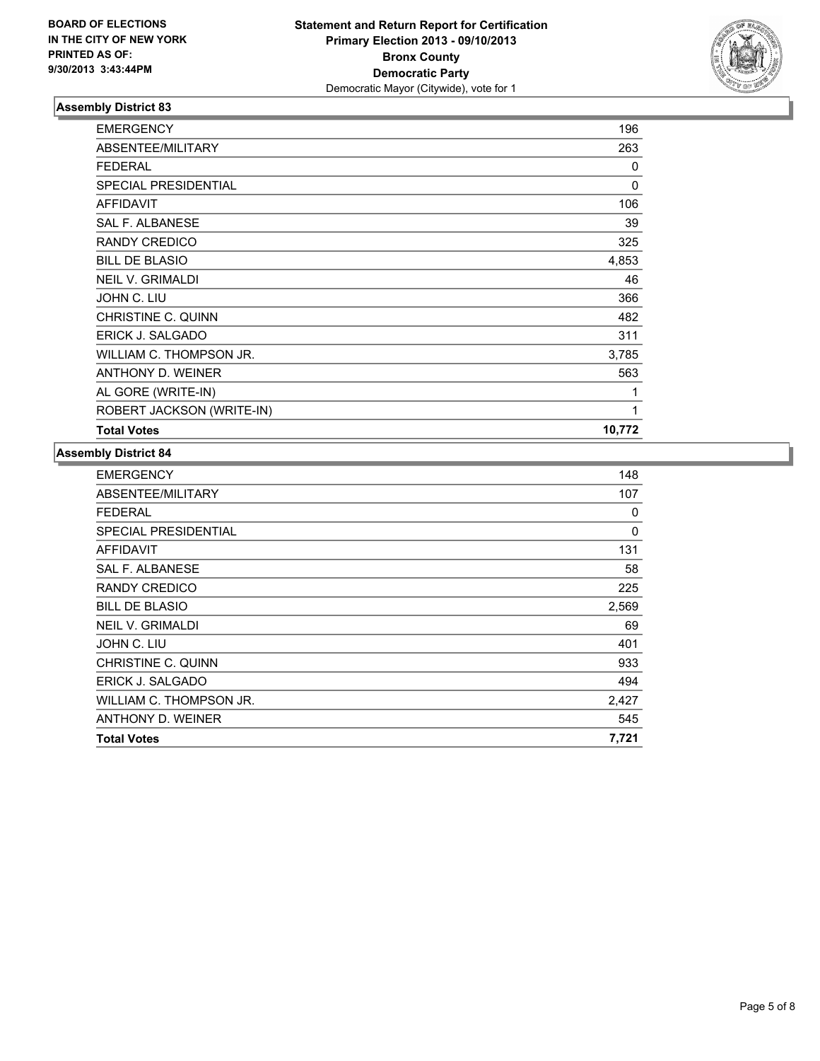**BOARD OF ELECTIONS IN THE CITY OF NEW YORK PRINTED AS OF: 9/30/2013 3:43:44PM**

**Statement and Return Report for Certification**
**Primary Election 2013 - 09/10/2013**
**Bronx County**
**Democratic Party**
Democratic Mayor (Citywide), vote for 1

### Assembly District 83

| | |
|---|---|
| EMERGENCY | 196 |
| ABSENTEE/MILITARY | 263 |
| FEDERAL | 0 |
| SPECIAL PRESIDENTIAL | 0 |
| AFFIDAVIT | 106 |
| SAL F. ALBANESE | 39 |
| RANDY CREDICO | 325 |
| BILL DE BLASIO | 4,853 |
| NEIL V. GRIMALDI | 46 |
| JOHN C. LIU | 366 |
| CHRISTINE C. QUINN | 482 |
| ERICK J. SALGADO | 311 |
| WILLIAM C. THOMPSON JR. | 3,785 |
| ANTHONY D. WEINER | 563 |
| AL GORE (WRITE-IN) | 1 |
| ROBERT JACKSON (WRITE-IN) | 1 |
| **Total Votes** | **10,772** |

### Assembly District 84

| | |
|---|---|
| EMERGENCY | 148 |
| ABSENTEE/MILITARY | 107 |
| FEDERAL | 0 |
| SPECIAL PRESIDENTIAL | 0 |
| AFFIDAVIT | 131 |
| SAL F. ALBANESE | 58 |
| RANDY CREDICO | 225 |
| BILL DE BLASIO | 2,569 |
| NEIL V. GRIMALDI | 69 |
| JOHN C. LIU | 401 |
| CHRISTINE C. QUINN | 933 |
| ERICK J. SALGADO | 494 |
| WILLIAM C. THOMPSON JR. | 2,427 |
| ANTHONY D. WEINER | 545 |
| **Total Votes** | **7,721** |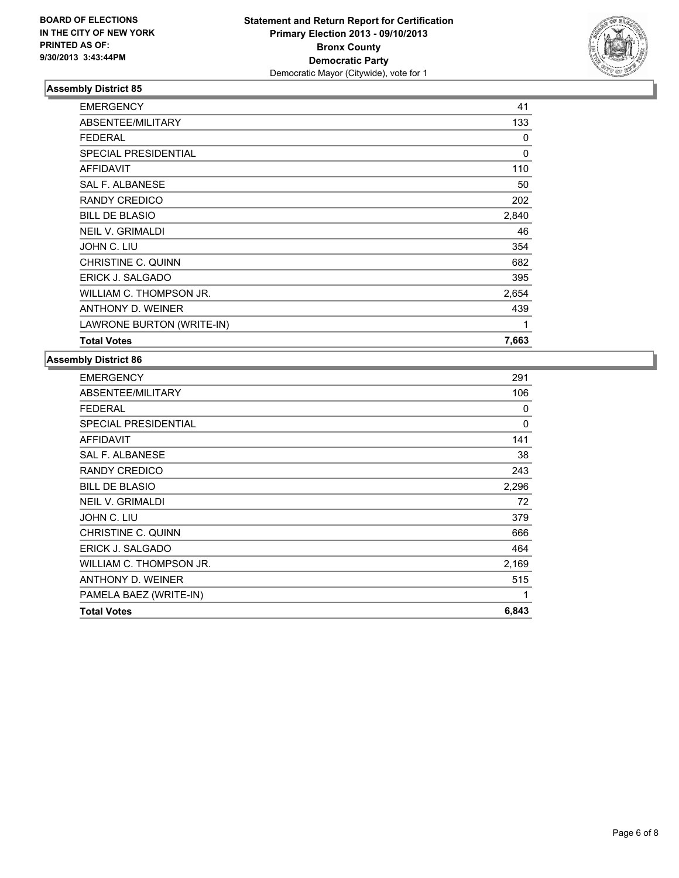**BOARD OF ELECTIONS IN THE CITY OF NEW YORK PRINTED AS OF: 9/30/2013 3:43:44PM**

**Statement and Return Report for Certification**
**Primary Election 2013 - 09/10/2013**
**Bronx County**
**Democratic Party**
Democratic Mayor (Citywide), vote for 1

### Assembly District 85

| | |
|---|---|
| EMERGENCY | 41 |
| ABSENTEE/MILITARY | 133 |
| FEDERAL | 0 |
| SPECIAL PRESIDENTIAL | 0 |
| AFFIDAVIT | 110 |
| SAL F. ALBANESE | 50 |
| RANDY CREDICO | 202 |
| BILL DE BLASIO | 2,840 |
| NEIL V. GRIMALDI | 46 |
| JOHN C. LIU | 354 |
| CHRISTINE C. QUINN | 682 |
| ERICK J. SALGADO | 395 |
| WILLIAM C. THOMPSON JR. | 2,654 |
| ANTHONY D. WEINER | 439 |
| LAWRONE BURTON (WRITE-IN) | 1 |
| **Total Votes** | **7,663** |

### Assembly District 86

| | |
|---|---|
| EMERGENCY | 291 |
| ABSENTEE/MILITARY | 106 |
| FEDERAL | 0 |
| SPECIAL PRESIDENTIAL | 0 |
| AFFIDAVIT | 141 |
| SAL F. ALBANESE | 38 |
| RANDY CREDICO | 243 |
| BILL DE BLASIO | 2,296 |
| NEIL V. GRIMALDI | 72 |
| JOHN C. LIU | 379 |
| CHRISTINE C. QUINN | 666 |
| ERICK J. SALGADO | 464 |
| WILLIAM C. THOMPSON JR. | 2,169 |
| ANTHONY D. WEINER | 515 |
| PAMELA BAEZ (WRITE-IN) | 1 |
| **Total Votes** | **6,843** |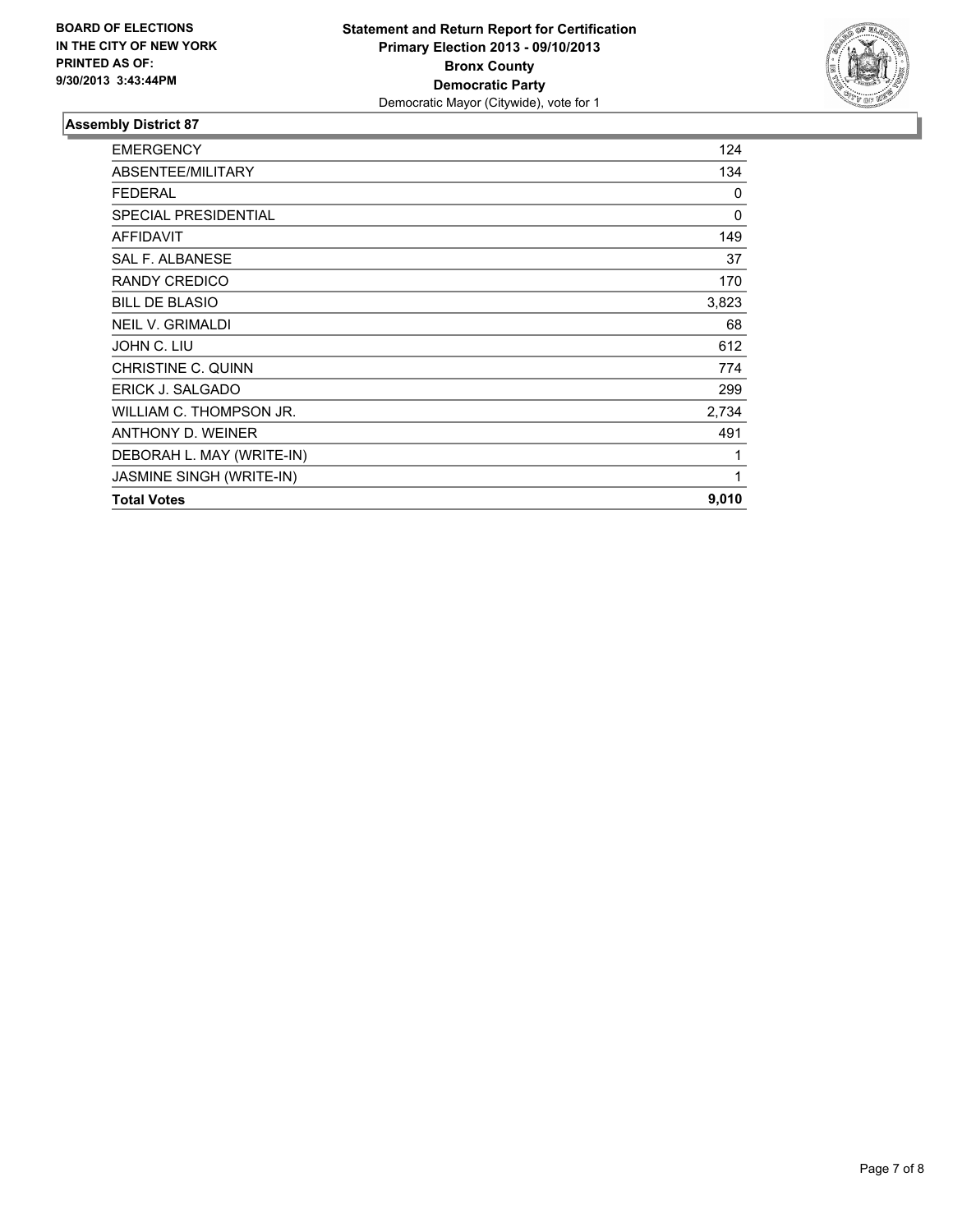**BOARD OF ELECTIONS**
**IN THE CITY OF NEW YORK**
**PRINTED AS OF:**
**9/30/2013 3:43:44PM**

**Statement and Return Report for Certification**
**Primary Election 2013 - 09/10/2013**
**Bronx County**
**Democratic Party**
Democratic Mayor (Citywide), vote for 1

### Assembly District 87

| | |
|---|---|
| EMERGENCY | 124 |
| ABSENTEE/MILITARY | 134 |
| FEDERAL | 0 |
| SPECIAL PRESIDENTIAL | 0 |
| AFFIDAVIT | 149 |
| SAL F. ALBANESE | 37 |
| RANDY CREDICO | 170 |
| BILL DE BLASIO | 3,823 |
| NEIL V. GRIMALDI | 68 |
| JOHN C. LIU | 612 |
| CHRISTINE C. QUINN | 774 |
| ERICK J. SALGADO | 299 |
| WILLIAM C. THOMPSON JR. | 2,734 |
| ANTHONY D. WEINER | 491 |
| DEBORAH L. MAY (WRITE-IN) | 1 |
| JASMINE SINGH (WRITE-IN) | 1 |
| **Total Votes** | **9,010** |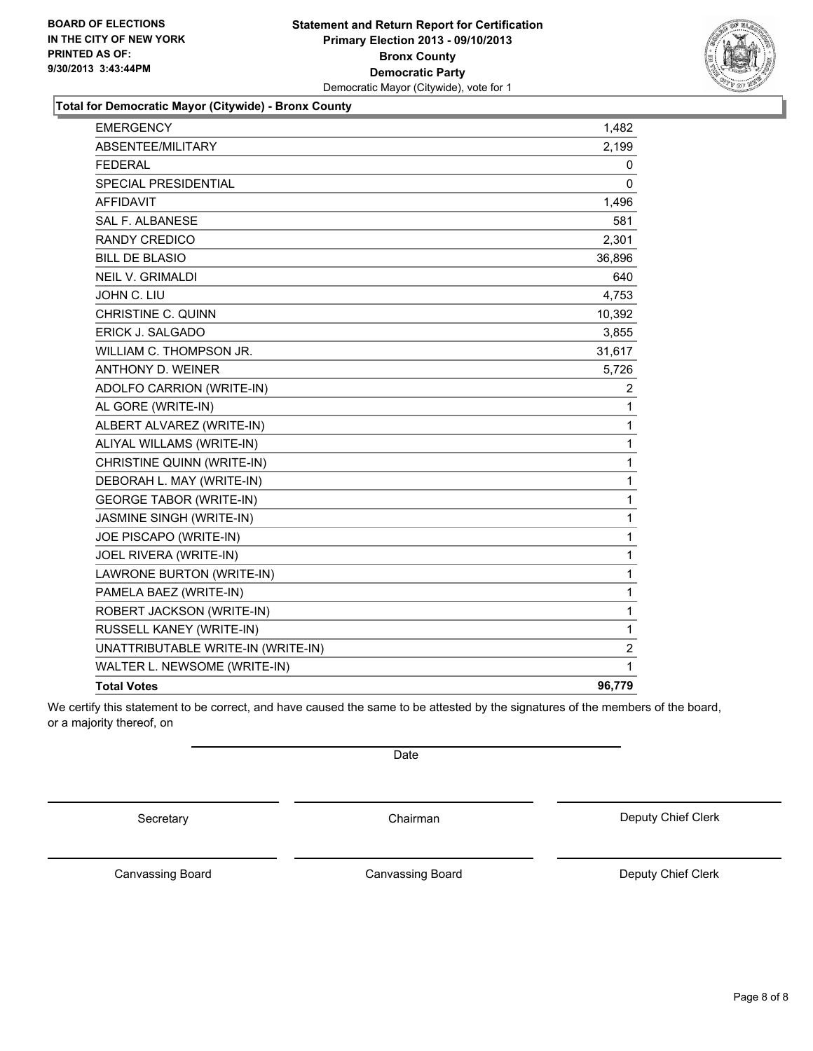BOARD OF ELECTIONS
IN THE CITY OF NEW YORK
PRINTED AS OF:
9/30/2013 3:43:44PM

**Statement and Return Report for Certification**
**Primary Election 2013 - 09/10/2013**
**Bronx County**
**Democratic Party**
Democratic Mayor (Citywide), vote for 1

### Total for Democratic Mayor (Citywide) - Bronx County

| | |
|---|---|
| EMERGENCY | 1,482 |
| ABSENTEE/MILITARY | 2,199 |
| FEDERAL | 0 |
| SPECIAL PRESIDENTIAL | 0 |
| AFFIDAVIT | 1,496 |
| SAL F. ALBANESE | 581 |
| RANDY CREDICO | 2,301 |
| BILL DE BLASIO | 36,896 |
| NEIL V. GRIMALDI | 640 |
| JOHN C. LIU | 4,753 |
| CHRISTINE C. QUINN | 10,392 |
| ERICK J. SALGADO | 3,855 |
| WILLIAM C. THOMPSON JR. | 31,617 |
| ANTHONY D. WEINER | 5,726 |
| ADOLFO CARRION (WRITE-IN) | 2 |
| AL GORE (WRITE-IN) | 1 |
| ALBERT ALVAREZ (WRITE-IN) | 1 |
| ALIYAL WILLAMS (WRITE-IN) | 1 |
| CHRISTINE QUINN (WRITE-IN) | 1 |
| DEBORAH L. MAY (WRITE-IN) | 1 |
| GEORGE TABOR (WRITE-IN) | 1 |
| JASMINE SINGH (WRITE-IN) | 1 |
| JOE PISCAPO (WRITE-IN) | 1 |
| JOEL RIVERA (WRITE-IN) | 1 |
| LAWRONE BURTON (WRITE-IN) | 1 |
| PAMELA BAEZ (WRITE-IN) | 1 |
| ROBERT JACKSON (WRITE-IN) | 1 |
| RUSSELL KANEY (WRITE-IN) | 1 |
| UNATTRIBUTABLE WRITE-IN (WRITE-IN) | 2 |
| WALTER L. NEWSOME (WRITE-IN) | 1 |
| **Total Votes** | **96,779** |

We certify this statement to be correct, and have caused the same to be attested by the signatures of the members of the board, or a majority thereof, on

Date

Secretary | Chairman | Deputy Chief Clerk

Canvassing Board | Canvassing Board | Deputy Chief Clerk